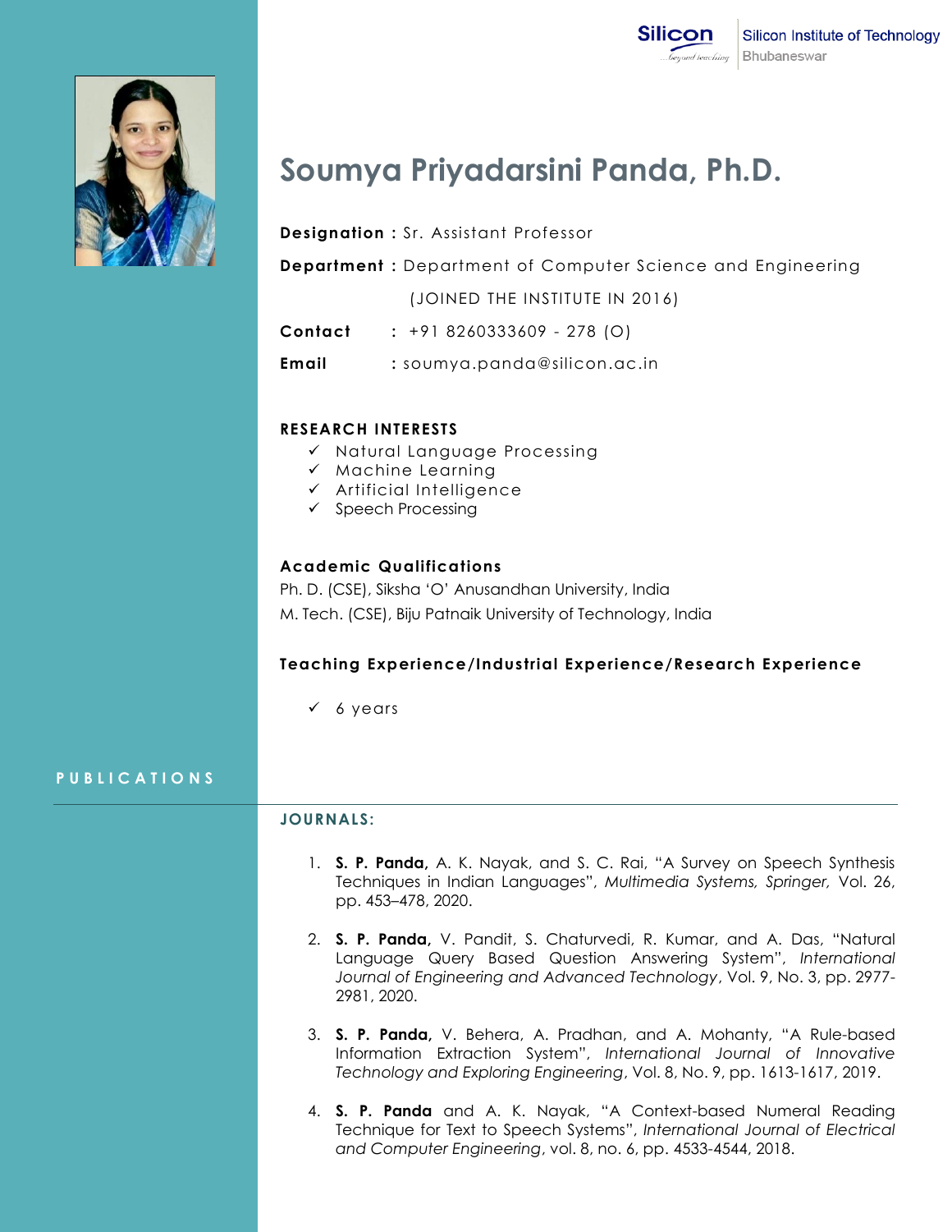Silicon Institute of Technology
Bhubaneswar

# Soumya Priyadarsini Panda, Ph.D.

**Designation :** Sr. Assistant Professor

**Department :** Department of Computer Science and Engineering

(JOINED THE INSTITUTE IN 2016)

**Contact :** +91 8260333609 - 278 (O)

**Email :** soumya.panda@silicon.ac.in

## RESEARCH INTERESTS

- ✓ Natural Language Processing
- ✓ Machine Learning
- ✓ Artificial Intelligence
- ✓ Speech Processing

## Academic Qualifications

Ph. D. (CSE), Siksha ‘O’ Anusandhan University, India

M. Tech. (CSE), Biju Patnaik University of Technology, India

## Teaching Experience/Industrial Experience/Research Experience

- ✓ 6 years

## PUBLICATIONS

### JOURNALS:

1. **S. P. Panda,** A. K. Nayak, and S. C. Rai, “A Survey on Speech Synthesis Techniques in Indian Languages”, *Multimedia Systems, Springer,* Vol. 26, pp. 453–478, 2020.

2. **S. P. Panda,** V. Pandit, S. Chaturvedi, R. Kumar, and A. Das, “Natural Language Query Based Question Answering System”, *International Journal of Engineering and Advanced Technology*, Vol. 9, No. 3, pp. 2977-2981, 2020.

3. **S. P. Panda,** V. Behera, A. Pradhan, and A. Mohanty, “A Rule-based Information Extraction System”, *International Journal of Innovative Technology and Exploring Engineering*, Vol. 8, No. 9, pp. 1613-1617, 2019.

4. **S. P. Panda** and A. K. Nayak, “A Context-based Numeral Reading Technique for Text to Speech Systems”, *International Journal of Electrical and Computer Engineering*, vol. 8, no. 6, pp. 4533-4544, 2018.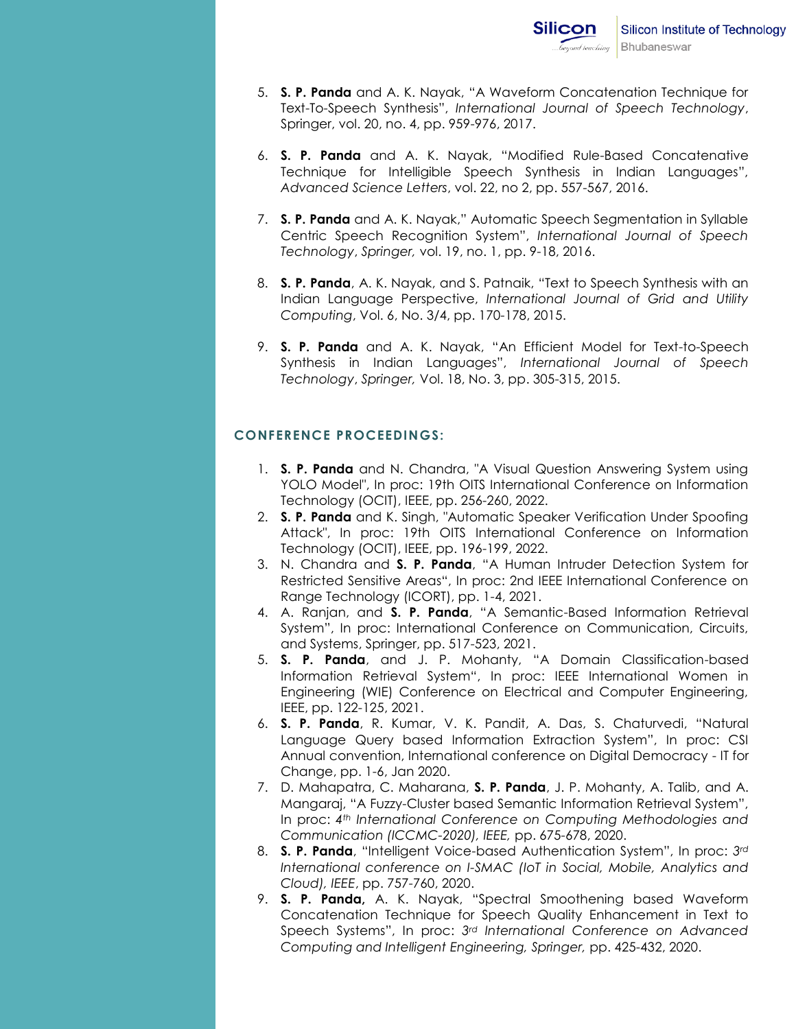5. **S. P. Panda** and A. K. Nayak, "A Waveform Concatenation Technique for Text-To-Speech Synthesis", *International Journal of Speech Technology*, Springer, vol. 20, no. 4, pp. 959-976, 2017.

6. **S. P. Panda** and A. K. Nayak, "Modified Rule-Based Concatenative Technique for Intelligible Speech Synthesis in Indian Languages", *Advanced Science Letters*, vol. 22, no 2, pp. 557-567, 2016.

7. **S. P. Panda** and A. K. Nayak," Automatic Speech Segmentation in Syllable Centric Speech Recognition System", *International Journal of Speech Technology*, *Springer,* vol. 19, no. 1, pp. 9-18, 2016.

8. **S. P. Panda**, A. K. Nayak, and S. Patnaik, "Text to Speech Synthesis with an Indian Language Perspective, *International Journal of Grid and Utility Computing*, Vol. 6, No. 3/4, pp. 170-178, 2015.

9. **S. P. Panda** and A. K. Nayak, "An Efficient Model for Text-to-Speech Synthesis in Indian Languages", *International Journal of Speech Technology*, *Springer,* Vol. 18, No. 3, pp. 305-315, 2015.

## CONFERENCE PROCEEDINGS:

1. **S. P. Panda** and N. Chandra, "A Visual Question Answering System using YOLO Model", In proc: 19th OITS International Conference on Information Technology (OCIT), IEEE, pp. 256-260, 2022.
2. **S. P. Panda** and K. Singh, "Automatic Speaker Verification Under Spoofing Attack", In proc: 19th OITS International Conference on Information Technology (OCIT), IEEE, pp. 196-199, 2022.
3. N. Chandra and **S. P. Panda**, "A Human Intruder Detection System for Restricted Sensitive Areas", In proc: 2nd IEEE International Conference on Range Technology (ICORT), pp. 1-4, 2021.
4. A. Ranjan, and **S. P. Panda**, "A Semantic-Based Information Retrieval System", In proc: International Conference on Communication, Circuits, and Systems, Springer, pp. 517-523, 2021.
5. **S. P. Panda**, and J. P. Mohanty, "A Domain Classification-based Information Retrieval System", In proc: IEEE International Women in Engineering (WIE) Conference on Electrical and Computer Engineering, IEEE, pp. 122-125, 2021.
6. **S. P. Panda**, R. Kumar, V. K. Pandit, A. Das, S. Chaturvedi, "Natural Language Query based Information Extraction System", In proc: CSI Annual convention, International conference on Digital Democracy - IT for Change, pp. 1-6, Jan 2020.
7. D. Mahapatra, C. Maharana, **S. P. Panda**, J. P. Mohanty, A. Talib, and A. Mangaraj, "A Fuzzy-Cluster based Semantic Information Retrieval System", In proc: *4th International Conference on Computing Methodologies and Communication (ICCMC-2020), IEEE,* pp. 675-678, 2020.
8. **S. P. Panda**, "Intelligent Voice-based Authentication System", In proc: *3rd International conference on I-SMAC (IoT in Social, Mobile, Analytics and Cloud), IEEE*, pp. 757-760, 2020.
9. **S. P. Panda,** A. K. Nayak, "Spectral Smoothening based Waveform Concatenation Technique for Speech Quality Enhancement in Text to Speech Systems", In proc: *3rd International Conference on Advanced Computing and Intelligent Engineering, Springer,* pp. 425-432, 2020.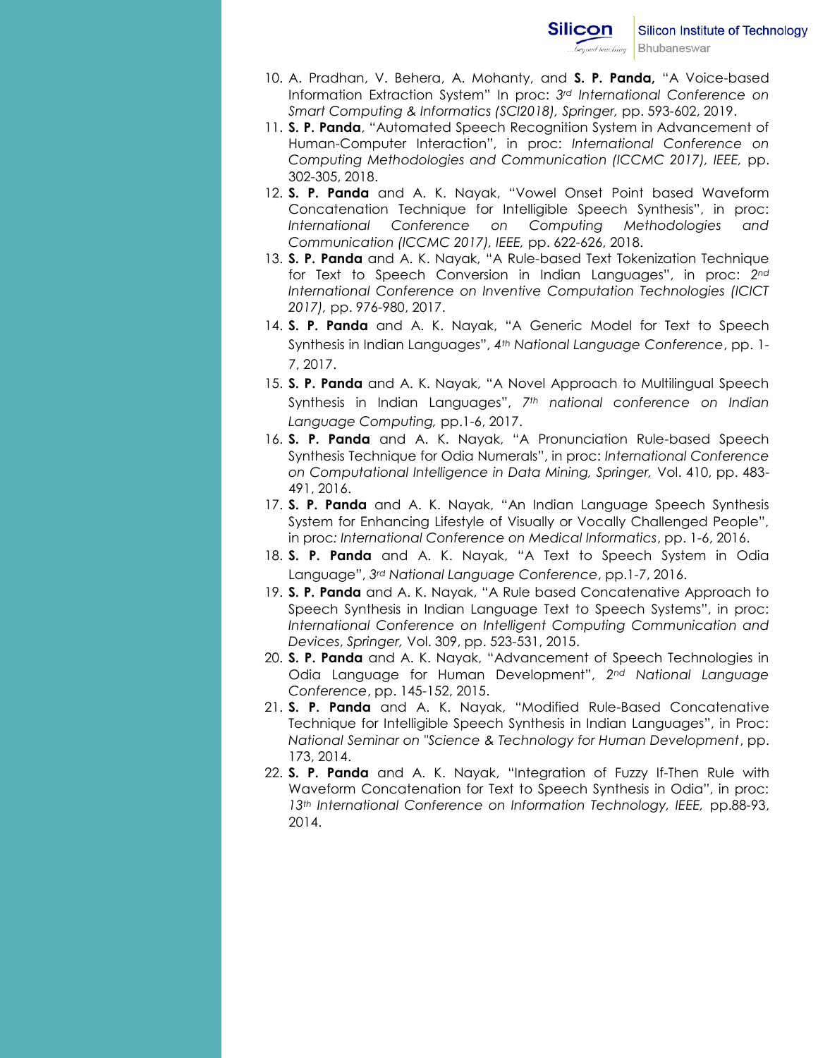10. A. Pradhan, V. Behera, A. Mohanty, and **S. P. Panda,** "A Voice-based Information Extraction System" In proc: *3rd International Conference on Smart Computing & Informatics (SCI2018), Springer,* pp. 593-602, 2019.
11. **S. P. Panda**, "Automated Speech Recognition System in Advancement of Human-Computer Interaction", in proc: *International Conference on Computing Methodologies and Communication (ICCMC 2017), IEEE,* pp. 302-305, 2018.
12. **S. P. Panda** and A. K. Nayak, "Vowel Onset Point based Waveform Concatenation Technique for Intelligible Speech Synthesis", in proc: *International Conference on Computing Methodologies and Communication (ICCMC 2017), IEEE,* pp. 622-626, 2018.
13. **S. P. Panda** and A. K. Nayak, "A Rule-based Text Tokenization Technique for Text to Speech Conversion in Indian Languages", in proc: *2nd International Conference on Inventive Computation Technologies (ICICT 2017),* pp. 976-980, 2017.
14. **S. P. Panda** and A. K. Nayak, "A Generic Model for Text to Speech Synthesis in Indian Languages", *4th National Language Conference*, pp. 1-7, 2017.
15. **S. P. Panda** and A. K. Nayak, "A Novel Approach to Multilingual Speech Synthesis in Indian Languages", *7th national conference on Indian Language Computing,* pp.1-6, 2017.
16. **S. P. Panda** and A. K. Nayak, "A Pronunciation Rule-based Speech Synthesis Technique for Odia Numerals", in proc: *International Conference on Computational Intelligence in Data Mining, Springer,* Vol. 410, pp. 483-491, 2016.
17. **S. P. Panda** and A. K. Nayak, "An Indian Language Speech Synthesis System for Enhancing Lifestyle of Visually or Vocally Challenged People", in proc: *International Conference on Medical Informatics*, pp. 1-6, 2016.
18. **S. P. Panda** and A. K. Nayak, "A Text to Speech System in Odia Language", *3rd National Language Conference*, pp.1-7, 2016.
19. **S. P. Panda** and A. K. Nayak, "A Rule based Concatenative Approach to Speech Synthesis in Indian Language Text to Speech Systems", in proc: *International Conference on Intelligent Computing Communication and Devices*, *Springer,* Vol. 309, pp. 523-531, 2015.
20. **S. P. Panda** and A. K. Nayak, "Advancement of Speech Technologies in Odia Language for Human Development", *2nd National Language Conference*, pp. 145-152, 2015.
21. **S. P. Panda** and A. K. Nayak, "Modified Rule-Based Concatenative Technique for Intelligible Speech Synthesis in Indian Languages", in Proc: *National Seminar on "Science & Technology for Human Development*, pp. 173, 2014.
22. **S. P. Panda** and A. K. Nayak, "Integration of Fuzzy If-Then Rule with Waveform Concatenation for Text to Speech Synthesis in Odia", in proc: *13th International Conference on Information Technology, IEEE,* pp.88-93, 2014.